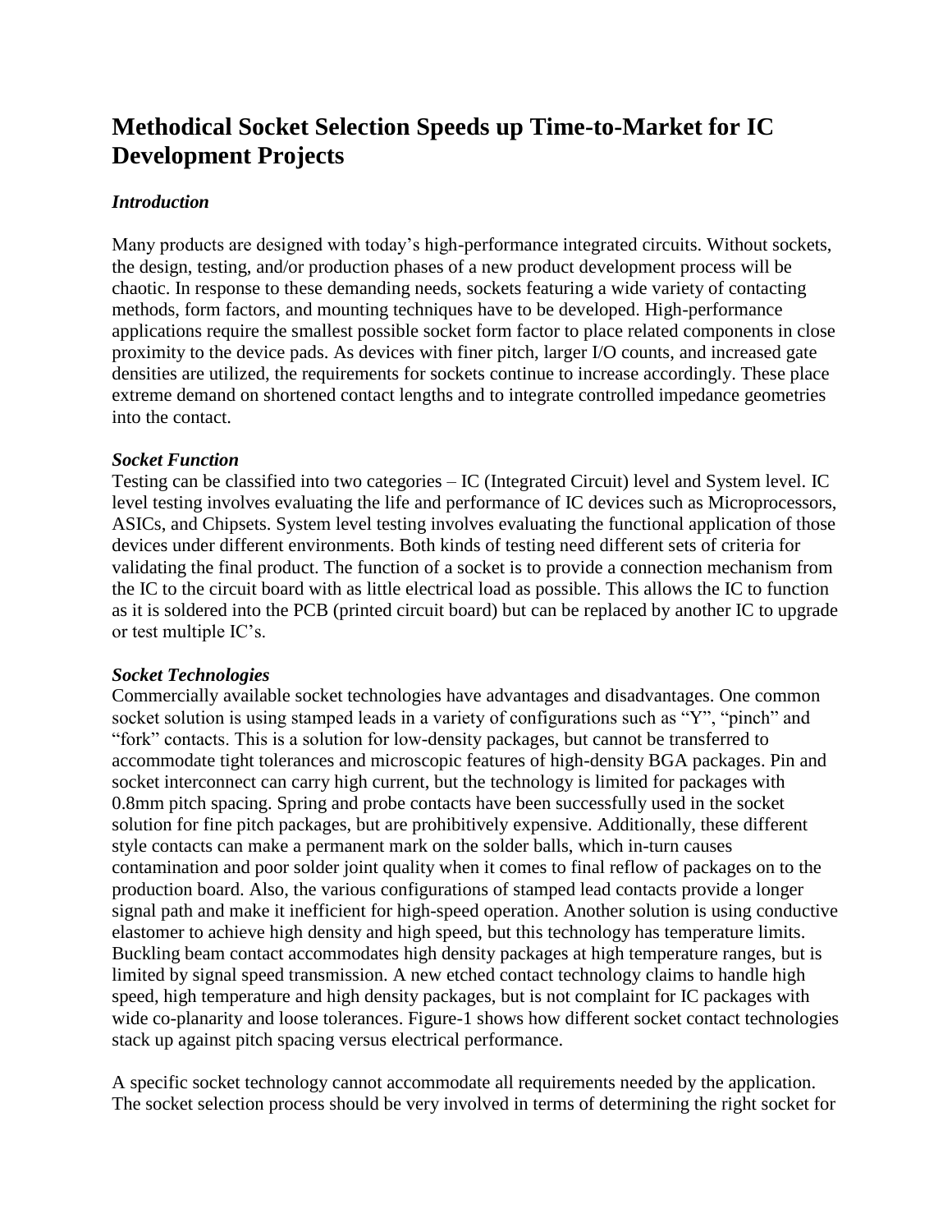# Methodical Socket Selection Speeds up Time-to-Market for IC Development Projects

### *Introduction*

Many products are designed with today's high-performance integrated circuits. Without sockets, the design, testing, and/or production phases of a new product development process will be chaotic. In response to these demanding needs, sockets featuring a wide variety of contacting methods, form factors, and mounting techniques have to be developed. High-performance applications require the smallest possible socket form factor to place related components in close proximity to the device pads. As devices with finer pitch, larger I/O counts, and increased gate densities are utilized, the requirements for sockets continue to increase accordingly. These place extreme demand on shortened contact lengths and to integrate controlled impedance geometries into the contact.

### *Socket Function*

Testing can be classified into two categories – IC (Integrated Circuit) level and System level. IC level testing involves evaluating the life and performance of IC devices such as Microprocessors, ASICs, and Chipsets. System level testing involves evaluating the functional application of those devices under different environments. Both kinds of testing need different sets of criteria for validating the final product. The function of a socket is to provide a connection mechanism from the IC to the circuit board with as little electrical load as possible. This allows the IC to function as it is soldered into the PCB (printed circuit board) but can be replaced by another IC to upgrade or test multiple IC's.

### *Socket Technologies*

Commercially available socket technologies have advantages and disadvantages. One common socket solution is using stamped leads in a variety of configurations such as "Y", "pinch" and "fork" contacts. This is a solution for low-density packages, but cannot be transferred to accommodate tight tolerances and microscopic features of high-density BGA packages. Pin and socket interconnect can carry high current, but the technology is limited for packages with 0.8mm pitch spacing. Spring and probe contacts have been successfully used in the socket solution for fine pitch packages, but are prohibitively expensive. Additionally, these different style contacts can make a permanent mark on the solder balls, which in-turn causes contamination and poor solder joint quality when it comes to final reflow of packages on to the production board. Also, the various configurations of stamped lead contacts provide a longer signal path and make it inefficient for high-speed operation. Another solution is using conductive elastomer to achieve high density and high speed, but this technology has temperature limits. Buckling beam contact accommodates high density packages at high temperature ranges, but is limited by signal speed transmission. A new etched contact technology claims to handle high speed, high temperature and high density packages, but is not complaint for IC packages with wide co-planarity and loose tolerances. Figure-1 shows how different socket contact technologies stack up against pitch spacing versus electrical performance.

A specific socket technology cannot accommodate all requirements needed by the application. The socket selection process should be very involved in terms of determining the right socket for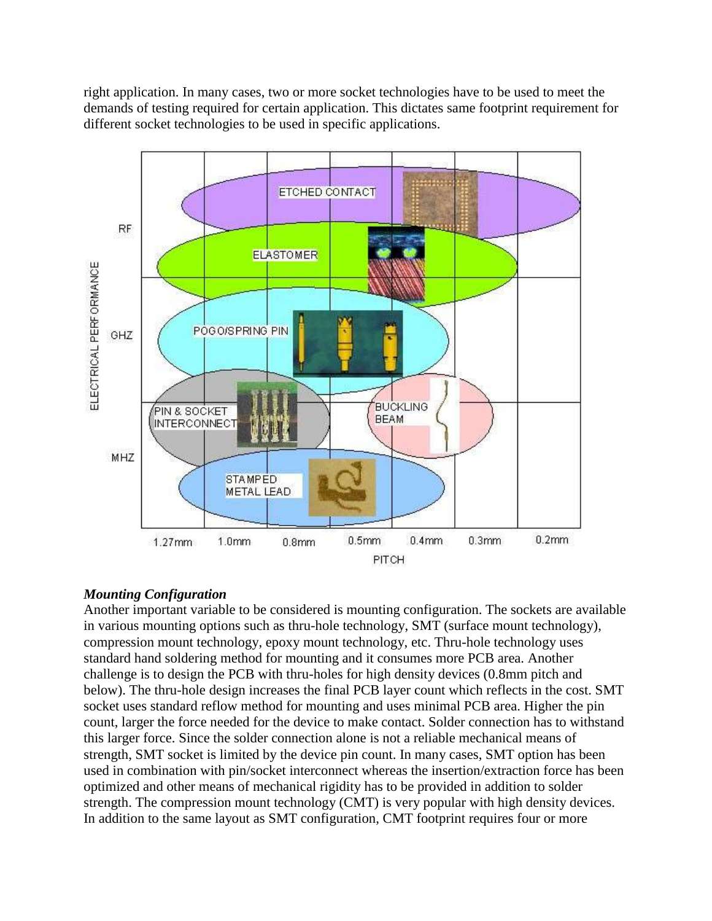right application. In many cases, two or more socket technologies have to be used to meet the demands of testing required for certain application. This dictates same footprint requirement for different socket technologies to be used in specific applications.

***Mounting Configuration***

Another important variable to be considered is mounting configuration. The sockets are available in various mounting options such as thru-hole technology, SMT (surface mount technology), compression mount technology, epoxy mount technology, etc. Thru-hole technology uses standard hand soldering method for mounting and it consumes more PCB area. Another challenge is to design the PCB with thru-holes for high density devices (0.8mm pitch and below). The thru-hole design increases the final PCB layer count which reflects in the cost. SMT socket uses standard reflow method for mounting and uses minimal PCB area. Higher the pin count, larger the force needed for the device to make contact. Solder connection has to withstand this larger force. Since the solder connection alone is not a reliable mechanical means of strength, SMT socket is limited by the device pin count. In many cases, SMT option has been used in combination with pin/socket interconnect whereas the insertion/extraction force has been optimized and other means of mechanical rigidity has to be provided in addition to solder strength. The compression mount technology (CMT) is very popular with high density devices. In addition to the same layout as SMT configuration, CMT footprint requires four or more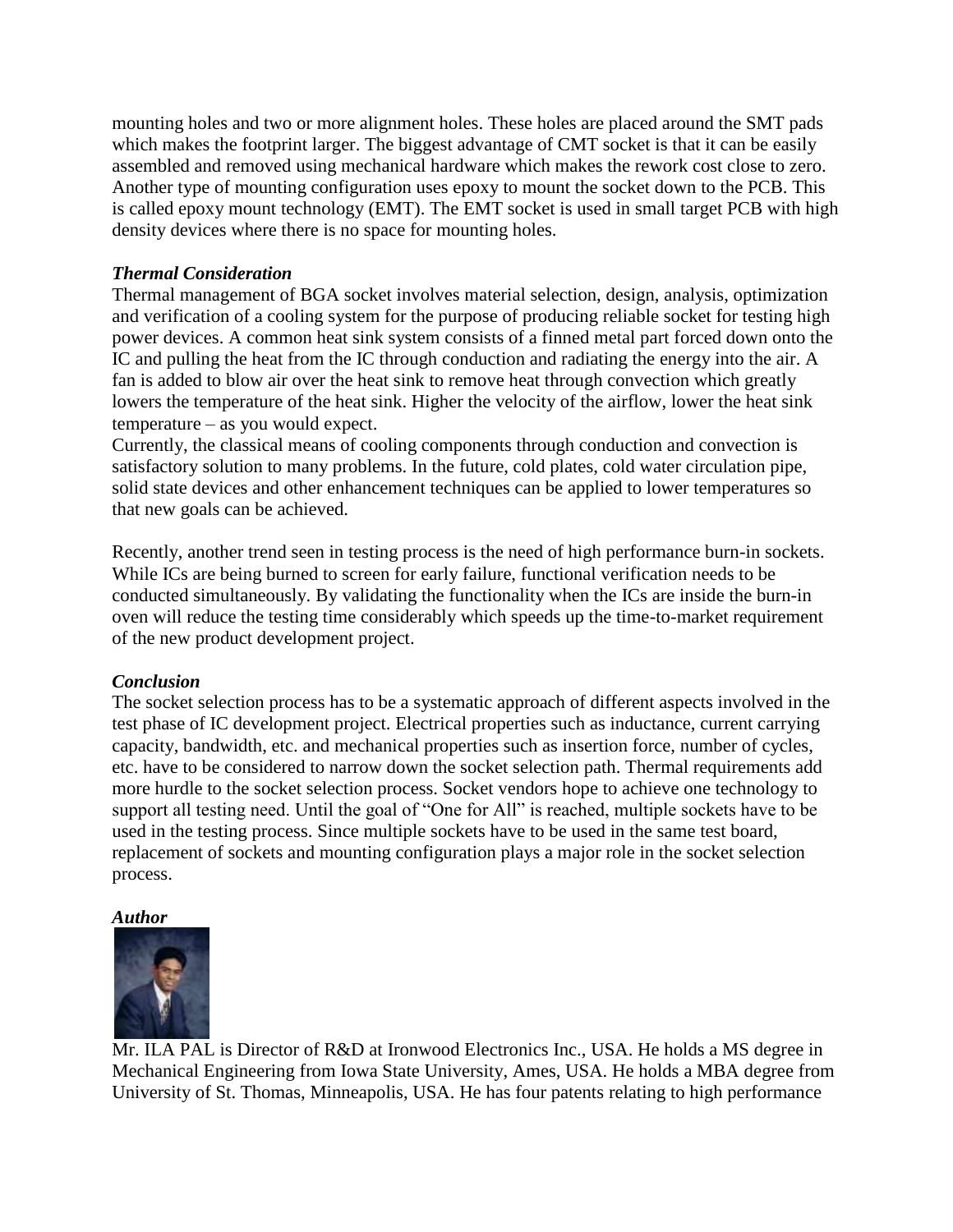mounting holes and two or more alignment holes. These holes are placed around the SMT pads which makes the footprint larger. The biggest advantage of CMT socket is that it can be easily assembled and removed using mechanical hardware which makes the rework cost close to zero. Another type of mounting configuration uses epoxy to mount the socket down to the PCB. This is called epoxy mount technology (EMT). The EMT socket is used in small target PCB with high density devices where there is no space for mounting holes.

***Thermal Consideration***

Thermal management of BGA socket involves material selection, design, analysis, optimization and verification of a cooling system for the purpose of producing reliable socket for testing high power devices. A common heat sink system consists of a finned metal part forced down onto the IC and pulling the heat from the IC through conduction and radiating the energy into the air. A fan is added to blow air over the heat sink to remove heat through convection which greatly lowers the temperature of the heat sink. Higher the velocity of the airflow, lower the heat sink temperature – as you would expect.

Currently, the classical means of cooling components through conduction and convection is satisfactory solution to many problems. In the future, cold plates, cold water circulation pipe, solid state devices and other enhancement techniques can be applied to lower temperatures so that new goals can be achieved.

Recently, another trend seen in testing process is the need of high performance burn-in sockets. While ICs are being burned to screen for early failure, functional verification needs to be conducted simultaneously. By validating the functionality when the ICs are inside the burn-in oven will reduce the testing time considerably which speeds up the time-to-market requirement of the new product development project.

***Conclusion***

The socket selection process has to be a systematic approach of different aspects involved in the test phase of IC development project. Electrical properties such as inductance, current carrying capacity, bandwidth, etc. and mechanical properties such as insertion force, number of cycles, etc. have to be considered to narrow down the socket selection path. Thermal requirements add more hurdle to the socket selection process. Socket vendors hope to achieve one technology to support all testing need. Until the goal of "One for All" is reached, multiple sockets have to be used in the testing process. Since multiple sockets have to be used in the same test board, replacement of sockets and mounting configuration plays a major role in the socket selection process.

***Author***

Mr. ILA PAL is Director of R&D at Ironwood Electronics Inc., USA. He holds a MS degree in Mechanical Engineering from Iowa State University, Ames, USA. He holds a MBA degree from University of St. Thomas, Minneapolis, USA. He has four patents relating to high performance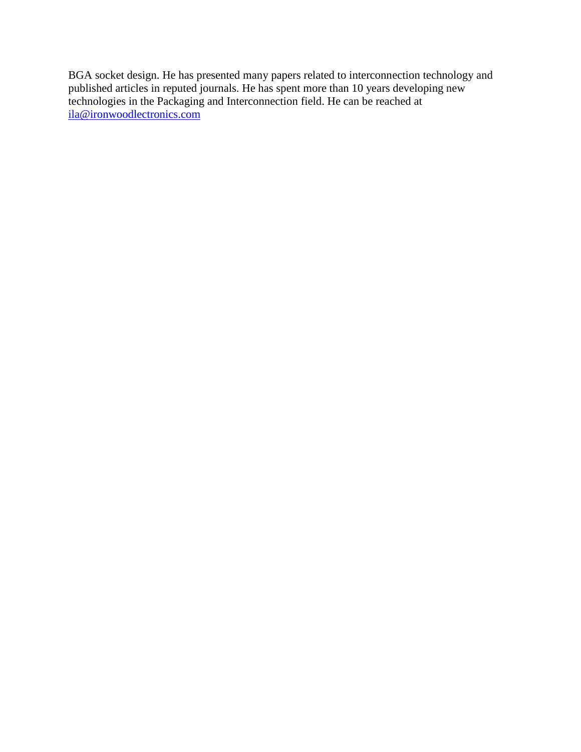BGA socket design. He has presented many papers related to interconnection technology and published articles in reputed journals. He has spent more than 10 years developing new technologies in the Packaging and Interconnection field. He can be reached at [ila@ironwoodlectronics.com](mailto:ila@ironwoodlectronics.com)